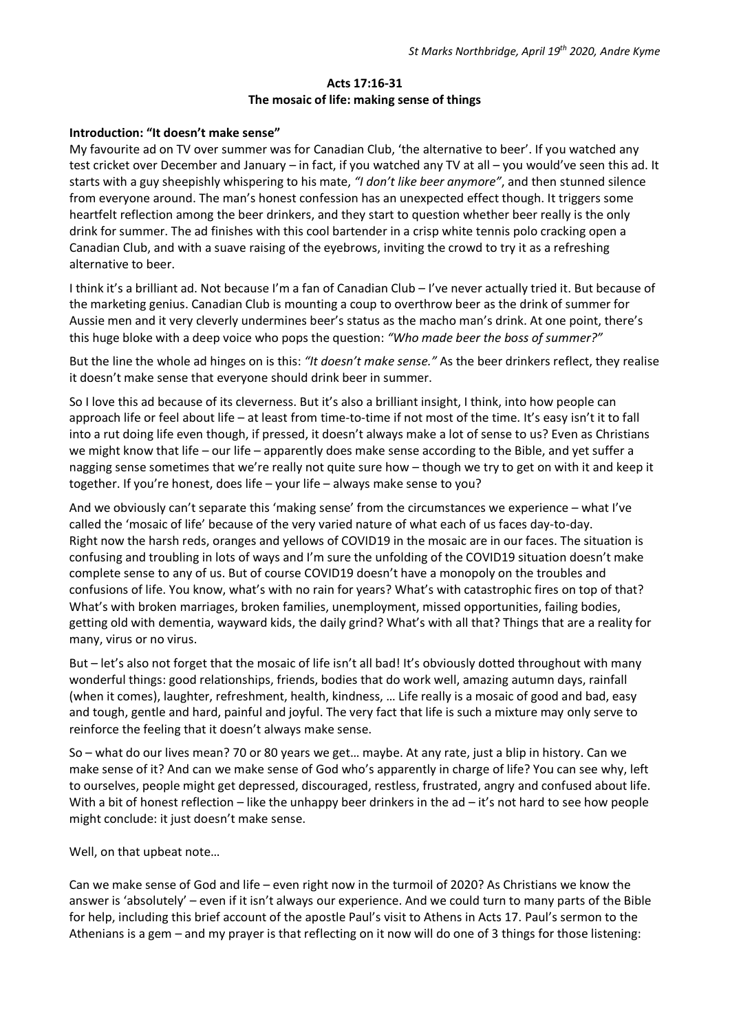*St Marks Northbridge, April 19th 2020, Andre Kyme*

**Acts 17:16-31**
**The mosaic of life: making sense of things**

**Introduction: "It doesn't make sense"**

My favourite ad on TV over summer was for Canadian Club, 'the alternative to beer'. If you watched any test cricket over December and January – in fact, if you watched any TV at all – you would've seen this ad. It starts with a guy sheepishly whispering to his mate, *"I don't like beer anymore"*, and then stunned silence from everyone around. The man's honest confession has an unexpected effect though. It triggers some heartfelt reflection among the beer drinkers, and they start to question whether beer really is the only drink for summer. The ad finishes with this cool bartender in a crisp white tennis polo cracking open a Canadian Club, and with a suave raising of the eyebrows, inviting the crowd to try it as a refreshing alternative to beer.

I think it's a brilliant ad. Not because I'm a fan of Canadian Club – I've never actually tried it. But because of the marketing genius. Canadian Club is mounting a coup to overthrow beer as the drink of summer for Aussie men and it very cleverly undermines beer's status as the macho man's drink. At one point, there's this huge bloke with a deep voice who pops the question: *"Who made beer the boss of summer?"*

But the line the whole ad hinges on is this: *"It doesn't make sense."* As the beer drinkers reflect, they realise it doesn't make sense that everyone should drink beer in summer.

So I love this ad because of its cleverness. But it's also a brilliant insight, I think, into how people can approach life or feel about life – at least from time-to-time if not most of the time. It's easy isn't it to fall into a rut doing life even though, if pressed, it doesn't always make a lot of sense to us? Even as Christians we might know that life – our life – apparently does make sense according to the Bible, and yet suffer a nagging sense sometimes that we're really not quite sure how – though we try to get on with it and keep it together. If you're honest, does life – your life – always make sense to you?

And we obviously can't separate this 'making sense' from the circumstances we experience – what I've called the 'mosaic of life' because of the very varied nature of what each of us faces day-to-day. Right now the harsh reds, oranges and yellows of COVID19 in the mosaic are in our faces. The situation is confusing and troubling in lots of ways and I'm sure the unfolding of the COVID19 situation doesn't make complete sense to any of us. But of course COVID19 doesn't have a monopoly on the troubles and confusions of life. You know, what's with no rain for years? What's with catastrophic fires on top of that? What's with broken marriages, broken families, unemployment, missed opportunities, failing bodies, getting old with dementia, wayward kids, the daily grind? What's with all that? Things that are a reality for many, virus or no virus.

But – let's also not forget that the mosaic of life isn't all bad! It's obviously dotted throughout with many wonderful things: good relationships, friends, bodies that do work well, amazing autumn days, rainfall (when it comes), laughter, refreshment, health, kindness, … Life really is a mosaic of good and bad, easy and tough, gentle and hard, painful and joyful. The very fact that life is such a mixture may only serve to reinforce the feeling that it doesn't always make sense.

So – what do our lives mean? 70 or 80 years we get… maybe. At any rate, just a blip in history. Can we make sense of it? And can we make sense of God who's apparently in charge of life? You can see why, left to ourselves, people might get depressed, discouraged, restless, frustrated, angry and confused about life. With a bit of honest reflection – like the unhappy beer drinkers in the ad – it's not hard to see how people might conclude: it just doesn't make sense.

Well, on that upbeat note…

Can we make sense of God and life – even right now in the turmoil of 2020? As Christians we know the answer is 'absolutely' – even if it isn't always our experience. And we could turn to many parts of the Bible for help, including this brief account of the apostle Paul's visit to Athens in Acts 17. Paul's sermon to the Athenians is a gem – and my prayer is that reflecting on it now will do one of 3 things for those listening: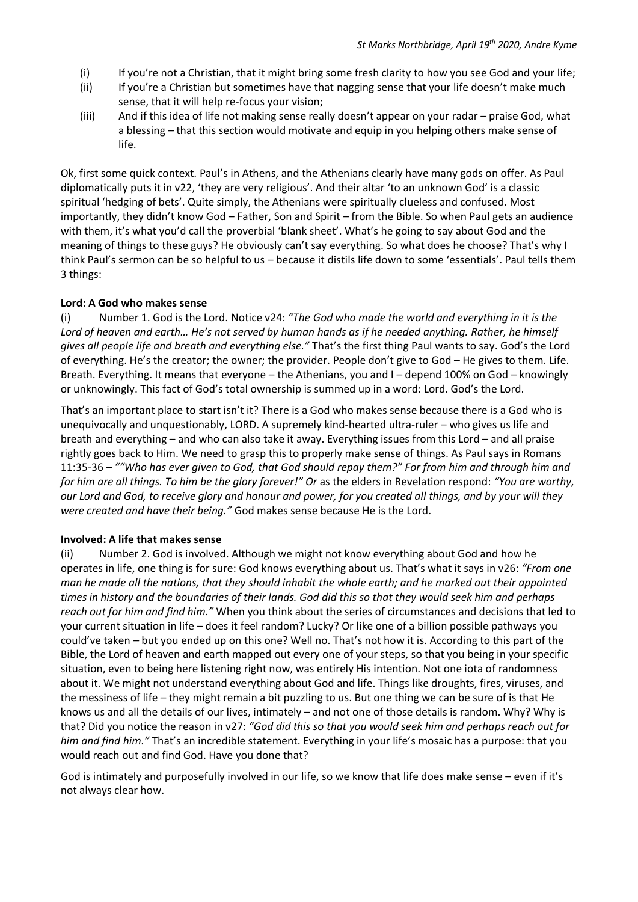(i) If you're not a Christian, that it might bring some fresh clarity to how you see God and your life;

(ii) If you're a Christian but sometimes have that nagging sense that your life doesn't make much sense, that it will help re-focus your vision;

(iii) And if this idea of life not making sense really doesn't appear on your radar – praise God, what a blessing – that this section would motivate and equip in you helping others make sense of life.

Ok, first some quick context. Paul's in Athens, and the Athenians clearly have many gods on offer. As Paul diplomatically puts it in v22, 'they are very religious'. And their altar 'to an unknown God' is a classic spiritual 'hedging of bets'. Quite simply, the Athenians were spiritually clueless and confused. Most importantly, they didn't know God – Father, Son and Spirit – from the Bible. So when Paul gets an audience with them, it's what you'd call the proverbial 'blank sheet'. What's he going to say about God and the meaning of things to these guys? He obviously can't say everything. So what does he choose? That's why I think Paul's sermon can be so helpful to us – because it distils life down to some 'essentials'. Paul tells them 3 things:

**Lord: A God who makes sense**

(i) Number 1. God is the Lord. Notice v24: *"The God who made the world and everything in it is the Lord of heaven and earth… He's not served by human hands as if he needed anything. Rather, he himself gives all people life and breath and everything else."* That's the first thing Paul wants to say. God's the Lord of everything. He's the creator; the owner; the provider. People don't give to God – He gives to them. Life. Breath. Everything. It means that everyone – the Athenians, you and I – depend 100% on God – knowingly or unknowingly. This fact of God's total ownership is summed up in a word: Lord. God's the Lord.

That's an important place to start isn't it? There is a God who makes sense because there is a God who is unequivocally and unquestionably, LORD. A supremely kind-hearted ultra-ruler – who gives us life and breath and everything – and who can also take it away. Everything issues from this Lord – and all praise rightly goes back to Him. We need to grasp this to properly make sense of things. As Paul says in Romans 11:35-36 – *""Who has ever given to God, that God should repay them?" For from him and through him and for him are all things. To him be the glory forever!" Or* as the elders in Revelation respond: *"You are worthy, our Lord and God, to receive glory and honour and power, for you created all things, and by your will they were created and have their being."* God makes sense because He is the Lord.

**Involved: A life that makes sense**

(ii) Number 2. God is involved. Although we might not know everything about God and how he operates in life, one thing is for sure: God knows everything about us. That's what it says in v26: *"From one man he made all the nations, that they should inhabit the whole earth; and he marked out their appointed times in history and the boundaries of their lands. God did this so that they would seek him and perhaps reach out for him and find him."* When you think about the series of circumstances and decisions that led to your current situation in life – does it feel random? Lucky? Or like one of a billion possible pathways you could've taken – but you ended up on this one? Well no. That's not how it is. According to this part of the Bible, the Lord of heaven and earth mapped out every one of your steps, so that you being in your specific situation, even to being here listening right now, was entirely His intention. Not one iota of randomness about it. We might not understand everything about God and life. Things like droughts, fires, viruses, and the messiness of life – they might remain a bit puzzling to us. But one thing we can be sure of is that He knows us and all the details of our lives, intimately – and not one of those details is random. Why? Why is that? Did you notice the reason in v27: *"God did this so that you would seek him and perhaps reach out for him and find him."* That's an incredible statement. Everything in your life's mosaic has a purpose: that you would reach out and find God. Have you done that?

God is intimately and purposefully involved in our life, so we know that life does make sense – even if it's not always clear how.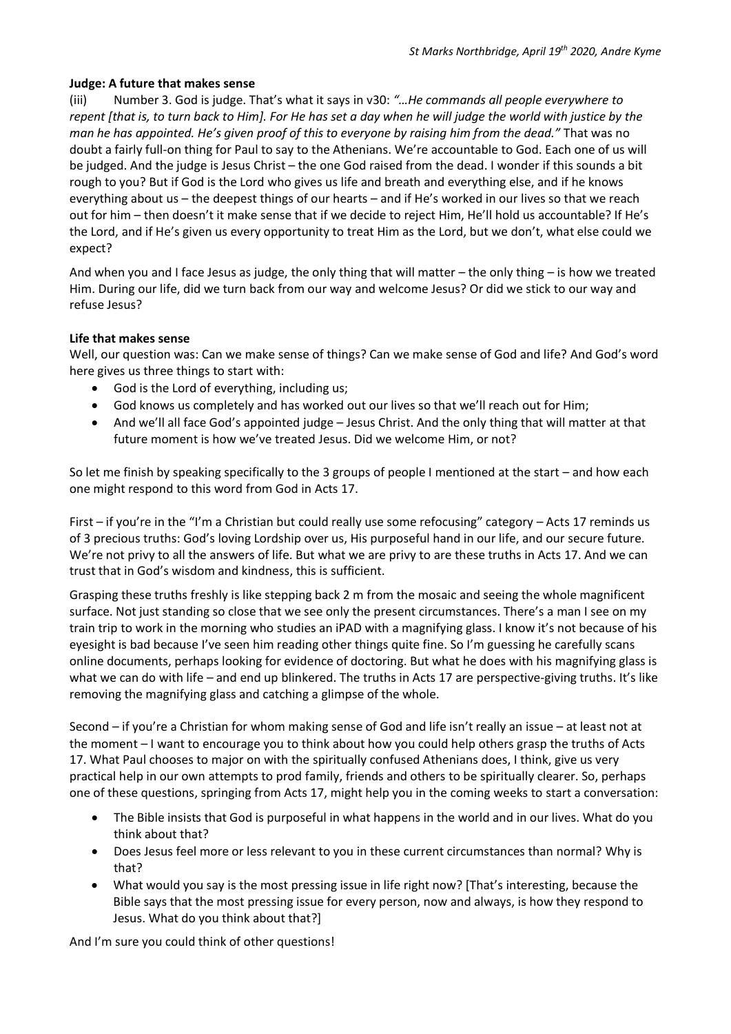**Judge: A future that makes sense**

(iii) Number 3. God is judge. That's what it says in v30: *"…He commands all people everywhere to repent [that is, to turn back to Him]. For He has set a day when he will judge the world with justice by the man he has appointed. He's given proof of this to everyone by raising him from the dead."* That was no doubt a fairly full-on thing for Paul to say to the Athenians. We're accountable to God. Each one of us will be judged. And the judge is Jesus Christ – the one God raised from the dead. I wonder if this sounds a bit rough to you? But if God is the Lord who gives us life and breath and everything else, and if he knows everything about us – the deepest things of our hearts – and if He's worked in our lives so that we reach out for him – then doesn't it make sense that if we decide to reject Him, He'll hold us accountable? If He's the Lord, and if He's given us every opportunity to treat Him as the Lord, but we don't, what else could we expect?

And when you and I face Jesus as judge, the only thing that will matter – the only thing – is how we treated Him. During our life, did we turn back from our way and welcome Jesus? Or did we stick to our way and refuse Jesus?

**Life that makes sense**

Well, our question was: Can we make sense of things? Can we make sense of God and life? And God's word here gives us three things to start with:

- God is the Lord of everything, including us;
- God knows us completely and has worked out our lives so that we'll reach out for Him;
- And we'll all face God's appointed judge – Jesus Christ. And the only thing that will matter at that future moment is how we've treated Jesus. Did we welcome Him, or not?

So let me finish by speaking specifically to the 3 groups of people I mentioned at the start – and how each one might respond to this word from God in Acts 17.

First – if you're in the "I'm a Christian but could really use some refocusing" category – Acts 17 reminds us of 3 precious truths: God's loving Lordship over us, His purposeful hand in our life, and our secure future. We're not privy to all the answers of life. But what we are privy to are these truths in Acts 17. And we can trust that in God's wisdom and kindness, this is sufficient.

Grasping these truths freshly is like stepping back 2 m from the mosaic and seeing the whole magnificent surface. Not just standing so close that we see only the present circumstances. There's a man I see on my train trip to work in the morning who studies an iPAD with a magnifying glass. I know it's not because of his eyesight is bad because I've seen him reading other things quite fine. So I'm guessing he carefully scans online documents, perhaps looking for evidence of doctoring. But what he does with his magnifying glass is what we can do with life – and end up blinkered. The truths in Acts 17 are perspective-giving truths. It's like removing the magnifying glass and catching a glimpse of the whole.

Second – if you're a Christian for whom making sense of God and life isn't really an issue – at least not at the moment – I want to encourage you to think about how you could help others grasp the truths of Acts 17. What Paul chooses to major on with the spiritually confused Athenians does, I think, give us very practical help in our own attempts to prod family, friends and others to be spiritually clearer. So, perhaps one of these questions, springing from Acts 17, might help you in the coming weeks to start a conversation:

- The Bible insists that God is purposeful in what happens in the world and in our lives. What do you think about that?
- Does Jesus feel more or less relevant to you in these current circumstances than normal? Why is that?
- What would you say is the most pressing issue in life right now? [That's interesting, because the Bible says that the most pressing issue for every person, now and always, is how they respond to Jesus. What do you think about that?]

And I'm sure you could think of other questions!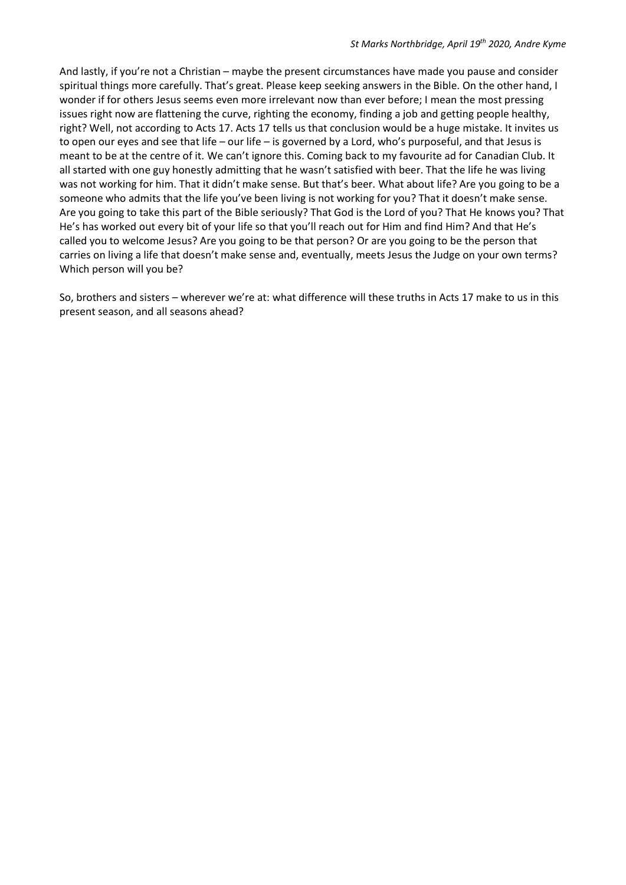And lastly, if you're not a Christian – maybe the present circumstances have made you pause and consider spiritual things more carefully. That's great. Please keep seeking answers in the Bible. On the other hand, I wonder if for others Jesus seems even more irrelevant now than ever before; I mean the most pressing issues right now are flattening the curve, righting the economy, finding a job and getting people healthy, right? Well, not according to Acts 17. Acts 17 tells us that conclusion would be a huge mistake. It invites us to open our eyes and see that life – our life – is governed by a Lord, who's purposeful, and that Jesus is meant to be at the centre of it. We can't ignore this. Coming back to my favourite ad for Canadian Club. It all started with one guy honestly admitting that he wasn't satisfied with beer. That the life he was living was not working for him. That it didn't make sense. But that's beer. What about life? Are you going to be a someone who admits that the life you've been living is not working for you? That it doesn't make sense. Are you going to take this part of the Bible seriously? That God is the Lord of you? That He knows you? That He's has worked out every bit of your life so that you'll reach out for Him and find Him? And that He's called you to welcome Jesus? Are you going to be that person? Or are you going to be the person that carries on living a life that doesn't make sense and, eventually, meets Jesus the Judge on your own terms? Which person will you be?

So, brothers and sisters – wherever we're at: what difference will these truths in Acts 17 make to us in this present season, and all seasons ahead?